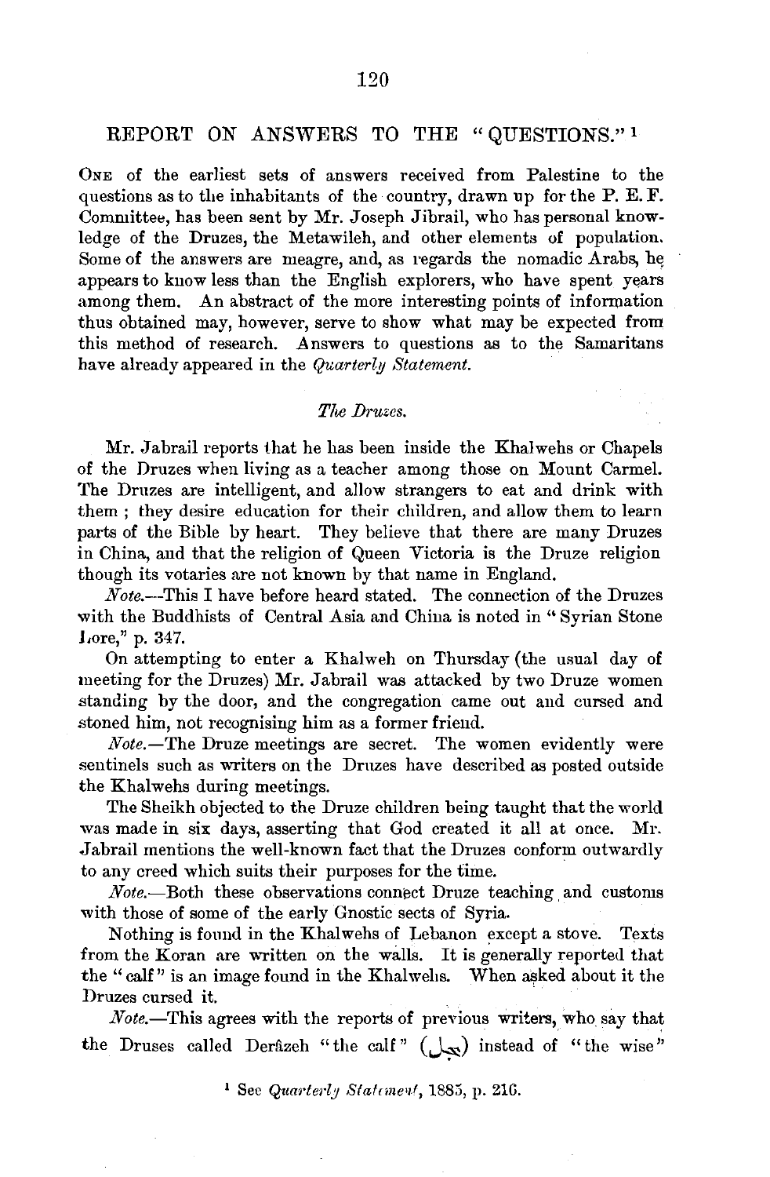## REPORT ON ANSWERS TO THE "QUESTIONS."[1]

One of the earliest sets of answers received from Palestine to the questions as to the inhabitants of the country, drawn up for the P. E. F. Committee, has been sent by Mr. Joseph Jibrail, who has personal knowledge of the Druzes, the Metawileh, and other elements of population. Some of the answers are meagre, and, as regards the nomadic Arabs, he appears to know less than the English explorers, who have spent years among them. An abstract of the more interesting points of information thus obtained may, however, serve to show what may be expected from this method of research. Answers to questions as to the Samaritans have already appeared in the *Quarterly Statement.*

### *The Druzes.*

Mr. Jabrail reports that he has been inside the Khalwehs or Chapels of the Druzes when living as a teacher among those on Mount Carmel. The Druzes are intelligent, and allow strangers to eat and drink with them; they desire education for their children, and allow them to learn parts of the Bible by heart. They believe that there are many Druzes in China, and that the religion of Queen Victoria is the Druze religion though its votaries are not known by that name in England.

*Note.*—This I have before heard stated. The connection of the Druzes with the Buddhists of Central Asia and China is noted in "Syrian Stone Lore," p. 347.

On attempting to enter a Khalweh on Thursday (the usual day of meeting for the Druzes) Mr. Jabrail was attacked by two Druze women standing by the door, and the congregation came out and cursed and stoned him, not recognising him as a former friend.

*Note.*—The Druze meetings are secret. The women evidently were sentinels such as writers on the Druzes have described as posted outside the Khalwehs during meetings.

The Sheikh objected to the Druze children being taught that the world was made in six days, asserting that God created it all at once. Mr. Jabrail mentions the well-known fact that the Druzes conform outwardly to any creed which suits their purposes for the time.

*Note.*—Both these observations connect Druze teaching and customs with those of some of the early Gnostic sects of Syria.

Nothing is found in the Khalwehs of Lebanon except a stove. Texts from the Koran are written on the walls. It is generally reported that the "calf" is an image found in the Khalwehs. When asked about it the Druzes cursed it.

*Note.*—This agrees with the reports of previous writers, who say that the Druses called Derâzeh "the calf" (عجل) instead of "the wise"

[1] See *Quarterly Statement*, 1885, p. 216.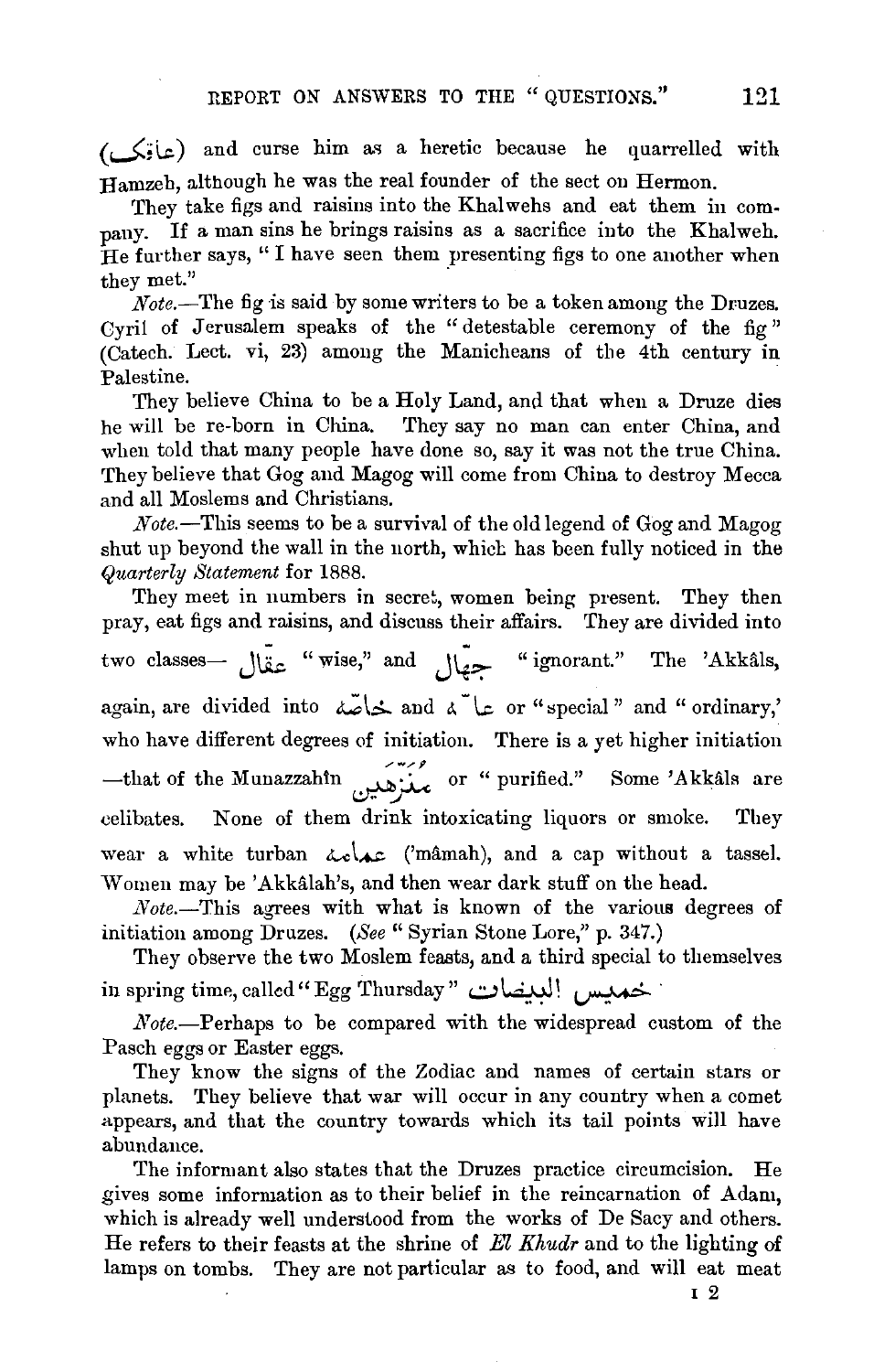(عاكن) and curse him as a heretic because he quarrelled with Hamzeh, although he was the real founder of the sect on Hermon.

They take figs and raisins into the Khalwehs and eat them in company. If a man sins he brings raisins as a sacrifice into the Khalweh. He further says, "I have seen them presenting figs to one another when they met."

*Note.*—The fig is said by some writers to be a token among the Druzes. Cyril of Jerusalem speaks of the "detestable ceremony of the fig" (Catech. Lect. vi, 23) among the Manicheans of the 4th century in Palestine.

They believe China to be a Holy Land, and that when a Druze dies he will be re-born in China. They say no man can enter China, and when told that many people have done so, say it was not the true China. They believe that Gog and Magog will come from China to destroy Mecca and all Moslems and Christians.

*Note.*—This seems to be a survival of the old legend of Gog and Magog shut up beyond the wall in the north, which has been fully noticed in the *Quarterly Statement* for 1888.

They meet in numbers in secret, women being present. They then pray, eat figs and raisins, and discuss their affairs. They are divided into two classes— عقّال "wise," and جهّال "ignorant." The 'Akkâls, again, are divided into خاصّة and عامّة or "special" and "ordinary," who have different degrees of initiation. There is a yet higher initiation —that of the Munazzahîn منزّهين or "purified." Some 'Akkâls are celibates. None of them drink intoxicating liquors or smoke. They wear a white turban عمامة ('mâmah), and a cap without a tassel. Women may be 'Akkâlah's, and then wear dark stuff on the head.

*Note.*—This agrees with what is known of the various degrees of initiation among Druzes. (*See* "Syrian Stone Lore," p. 347.)

They observe the two Moslem feasts, and a third special to themselves in spring time, called "Egg Thursday" خميس البيضات.

*Note.*—Perhaps to be compared with the widespread custom of the Pasch eggs or Easter eggs.

They know the signs of the Zodiac and names of certain stars or planets. They believe that war will occur in any country when a comet appears, and that the country towards which its tail points will have abundance.

The informant also states that the Druzes practice circumcision. He gives some information as to their belief in the reincarnation of Adam, which is already well understood from the works of De Sacy and others. He refers to their feasts at the shrine of *El Khudr* and to the lighting of lamps on tombs. They are not particular as to food, and will eat meat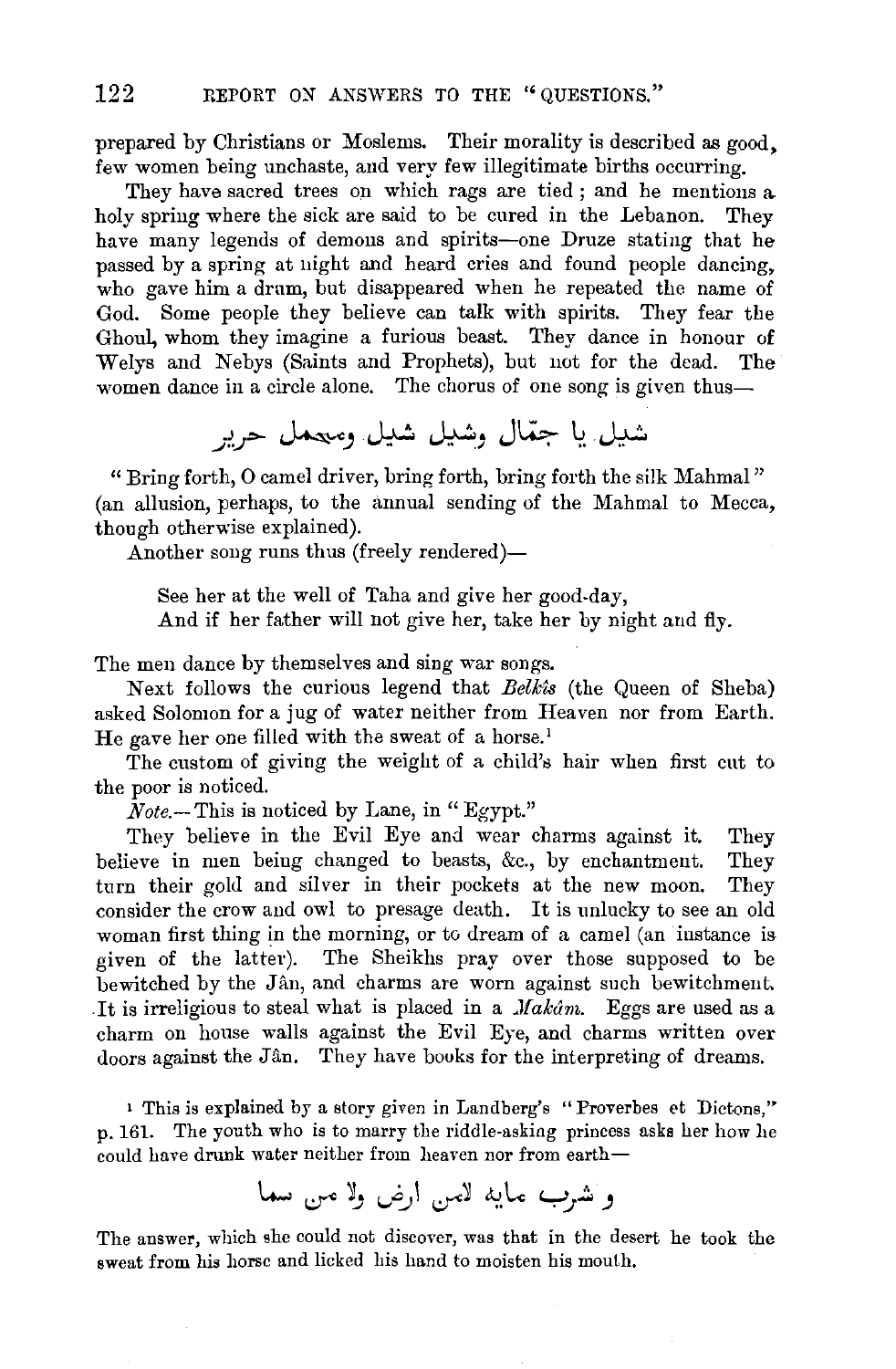prepared by Christians or Moslems. Their morality is described as good, few women being unchaste, and very few illegitimate births occurring.

They have sacred trees on which rags are tied; and he mentions a holy spring where the sick are said to be cured in the Lebanon. They have many legends of demons and spirits—one Druze stating that he passed by a spring at night and heard cries and found people dancing, who gave him a drum, but disappeared when he repeated the name of God. Some people they believe can talk with spirits. They fear the Ghoul, whom they imagine a furious beast. They dance in honour of Welys and Nebys (Saints and Prophets), but not for the dead. The women dance in a circle alone. The chorus of one song is given thus—

شيل يا جمّال وشيل شيل ومحمل حرير

"Bring forth, O camel driver, bring forth, bring forth the silk Mahmal" (an allusion, perhaps, to the annual sending of the Mahmal to Mecca, though otherwise explained).

Another song runs thus (freely rendered)—

> See her at the well of Taha and give her good-day,
> And if her father will not give her, take her by night and fly.

The men dance by themselves and sing war songs.

Next follows the curious legend that *Belkîs* (the Queen of Sheba) asked Solomon for a jug of water neither from Heaven nor from Earth. He gave her one filled with the sweat of a horse.[1]

The custom of giving the weight of a child's hair when first cut to the poor is noticed.

*Note.*—This is noticed by Lane, in "Egypt."

They believe in the Evil Eye and wear charms against it. They believe in men being changed to beasts, &c., by enchantment. They turn their gold and silver in their pockets at the new moon. They consider the crow and owl to presage death. It is unlucky to see an old woman first thing in the morning, or to dream of a camel (an instance is given of the latter). The Sheikhs pray over those supposed to be bewitched by the Jân, and charms are worn against such bewitchment. It is irreligious to steal what is placed in a *Makâm*. Eggs are used as a charm on house walls against the Evil Eye, and charms written over doors against the Jân. They have books for the interpreting of dreams.

[1] This is explained by a story given in Landberg's "Proverbes et Dictons," p. 161. The youth who is to marry the riddle-asking princess asks her how he could have drunk water neither from heaven nor from earth—

و شرب مايه لامن ارض ولا من سما

The answer, which she could not discover, was that in the desert he took the sweat from his horse and licked his hand to moisten his mouth.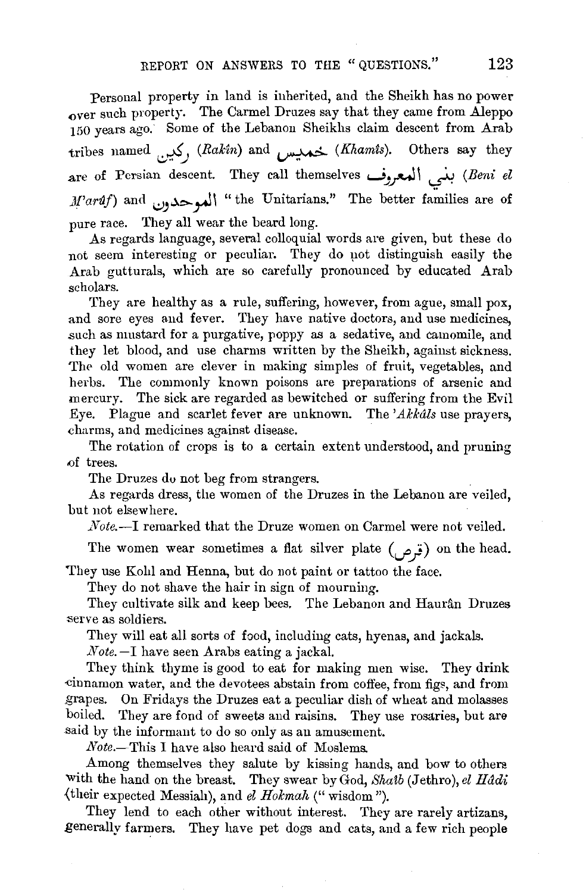Personal property in land is inherited, and the Sheikh has no power over such property. The Carmel Druzes say that they came from Aleppo 150 years ago. Some of the Lebanon Sheikhs claim descent from Arab tribes named ركين (*Rakîn*) and خميس (*Khamîs*). Others say they are of Persian descent. They call themselves بني المعروف (*Beni el M'arûf*) and الموحدون "the Unitarians." The better families are of pure race. They all wear the beard long.

As regards language, several colloquial words are given, but these do not seem interesting or peculiar. They do not distinguish easily the Arab gutturals, which are so carefully pronounced by educated Arab scholars.

They are healthy as a rule, suffering, however, from ague, small pox, and sore eyes and fever. They have native doctors, and use medicines, such as mustard for a purgative, poppy as a sedative, and camomile, and they let blood, and use charms written by the Sheikh, against sickness. The old women are clever in making simples of fruit, vegetables, and herbs. The commonly known poisons are preparations of arsenic and mercury. The sick are regarded as bewitched or suffering from the Evil Eye. Plague and scarlet fever are unknown. The *'Akkâls* use prayers, charms, and medicines against disease.

The rotation of crops is to a certain extent understood, and pruning of trees.

The Druzes do not beg from strangers.

As regards dress, the women of the Druzes in the Lebanon are veiled, but not elsewhere.

*Note.*—I remarked that the Druze women on Carmel were not veiled.

The women wear sometimes a flat silver plate (قرص) on the head. They use Kohl and Henna, but do not paint or tattoo the face.

They do not shave the hair in sign of mourning.

They cultivate silk and keep bees. The Lebanon and Haurân Druzes serve as soldiers.

They will eat all sorts of food, including cats, hyenas, and jackals.

*Note.*—I have seen Arabs eating a jackal.

They think thyme is good to eat for making men wise. They drink cinnamon water, and the devotees abstain from coffee, from figs, and from grapes. On Fridays the Druzes eat a peculiar dish of wheat and molasses boiled. They are fond of sweets and raisins. They use rosaries, but are said by the informant to do so only as an amusement.

*Note.*—This I have also heard said of Moslems.

Among themselves they salute by kissing hands, and bow to others with the hand on the breast. They swear by God, *Shaîb* (Jethro), *el Hâdi* (their expected Messiah), and *el Hokmah* ("wisdom").

They lend to each other without interest. They are rarely artizans, generally farmers. They have pet dogs and cats, and a few rich people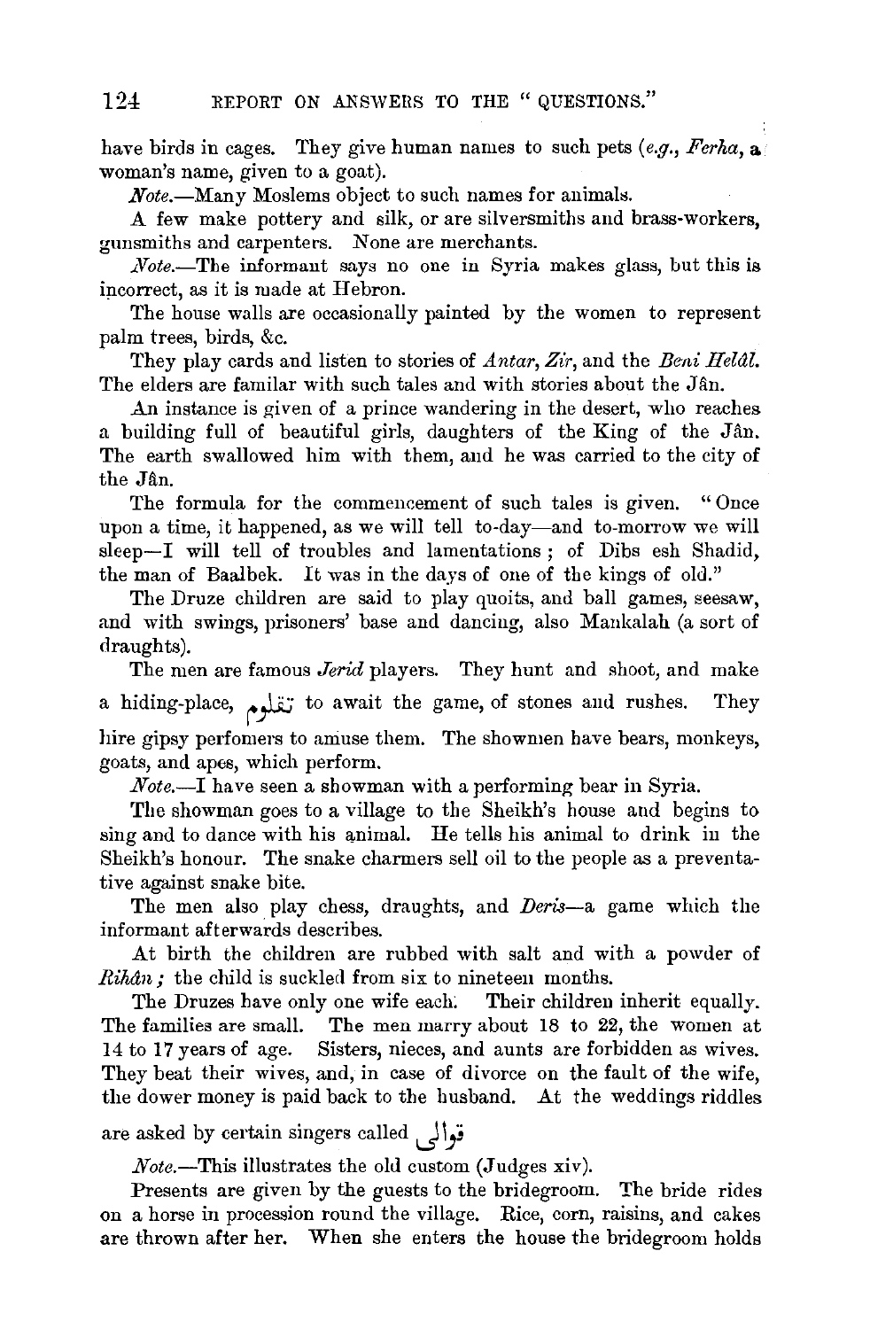have birds in cages. They give human names to such pets (*e.g.*, *Ferha*, a woman's name, given to a goat).

*Note.*—Many Moslems object to such names for animals.

A few make pottery and silk, or are silversmiths and brass-workers, gunsmiths and carpenters. None are merchants.

*Note.*—The informant says no one in Syria makes glass, but this is incorrect, as it is made at Hebron.

The house walls are occasionally painted by the women to represent palm trees, birds, &c.

They play cards and listen to stories of *Antar*, *Zîr*, and the *Beni Helâl*. The elders are familar with such tales and with stories about the Jân.

An instance is given of a prince wandering in the desert, who reaches a building full of beautiful girls, daughters of the King of the Jân. The earth swallowed him with them, and he was carried to the city of the Jân.

The formula for the commencement of such tales is given. "Once upon a time, it happened, as we will tell to-day—and to-morrow we will sleep—I will tell of troubles and lamentations; of Dibs esh Shadid, the man of Baalbek. It was in the days of one of the kings of old."

The Druze children are said to play quoits, and ball games, seesaw, and with swings, prisoners' base and dancing, also Mankalah (a sort of draughts).

The men are famous *Jerid* players. They hunt and shoot, and make a hiding-place, تقلوم to await the game, of stones and rushes. They hire gipsy perfomers to amuse them. The showmen have bears, monkeys, goats, and apes, which perform.

*Note.*—I have seen a showman with a performing bear in Syria.

The showman goes to a village to the Sheikh's house and begins to sing and to dance with his animal. He tells his animal to drink in the Sheikh's honour. The snake charmers sell oil to the people as a preventative against snake bite.

The men also play chess, draughts, and *Deris*—a game which the informant afterwards describes.

At birth the children are rubbed with salt and with a powder of *Rihân;* the child is suckled from six to nineteen months.

The Druzes have only one wife each. Their children inherit equally. The families are small. The men marry about 18 to 22, the women at 14 to 17 years of age. Sisters, nieces, and aunts are forbidden as wives. They beat their wives, and, in case of divorce on the fault of the wife, the dower money is paid back to the husband. At the weddings riddles are asked by certain singers called قوالى

*Note.*—This illustrates the old custom (Judges xiv).

Presents are given by the guests to the bridegroom. The bride rides on a horse in procession round the village. Rice, corn, raisins, and cakes are thrown after her. When she enters the house the bridegroom holds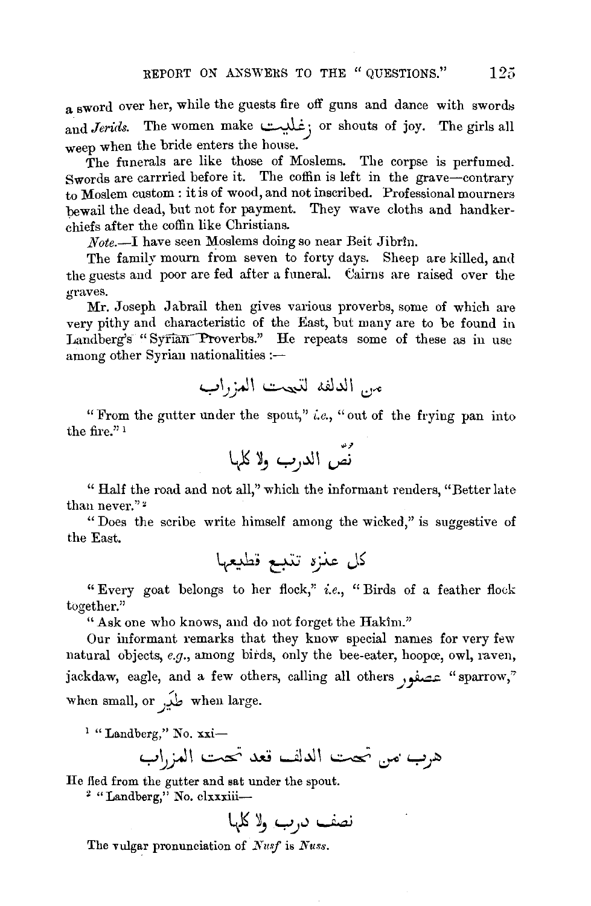a sword over her, while the guests fire off guns and dance with swords and *Jerids*. The women make زغليت or shouts of joy. The girls all weep when the bride enters the house.

The funerals are like those of Moslems. The corpse is perfumed. Swords are carrried before it. The coffin is left in the grave—contrary to Moslem custom: it is of wood, and not inscribed. Professional mourners bewail the dead, but not for payment. They wave cloths and handkerchiefs after the coffin like Christians.

*Note.*—I have seen Moslems doing so near Beit Jibrîn.

The family mourn from seven to forty days. Sheep are killed, and the guests and poor are fed after a funeral. Cairns are raised over the graves.

Mr. Joseph Jabrail then gives various proverbs, some of which are very pithy and characteristic of the East, but many are to be found in Landberg's "Syrian Proverbs." He repeats some of these as in use among other Syrian nationalities:—

من الدلفه لتحت المزراب

"From the gutter under the spout," *i.e.*, "out of the frying pan into the fire."[1]

نصّ الدرب ولا كلها

"Half the road and not all," which the informant renders, "Better late than never."[2]

"Does the scribe write himself among the wicked," is suggestive of the East.

كل عنزه تتبع قطيعها

"Every goat belongs to her flock," *i.e.*, "Birds of a feather flock together."

"Ask one who knows, and do not forget the Hakîm."

Our informant remarks that they know special names for very few natural objects, *e.g.*, among birds, only the bee-eater, hoopœ, owl, raven, jackdaw, eagle, and a few others, calling all others عصفور "sparrow," when small, or طير when large.

[1] "Landberg," No. xxi—

هرب من تحت الدلف قعد تحت المزراب

He fled from the gutter and sat under the spout.

[2] "Landberg," No. clxxxiii—

نصف درب ولا كلها

The vulgar pronunciation of *Nusf* is *Nuss*.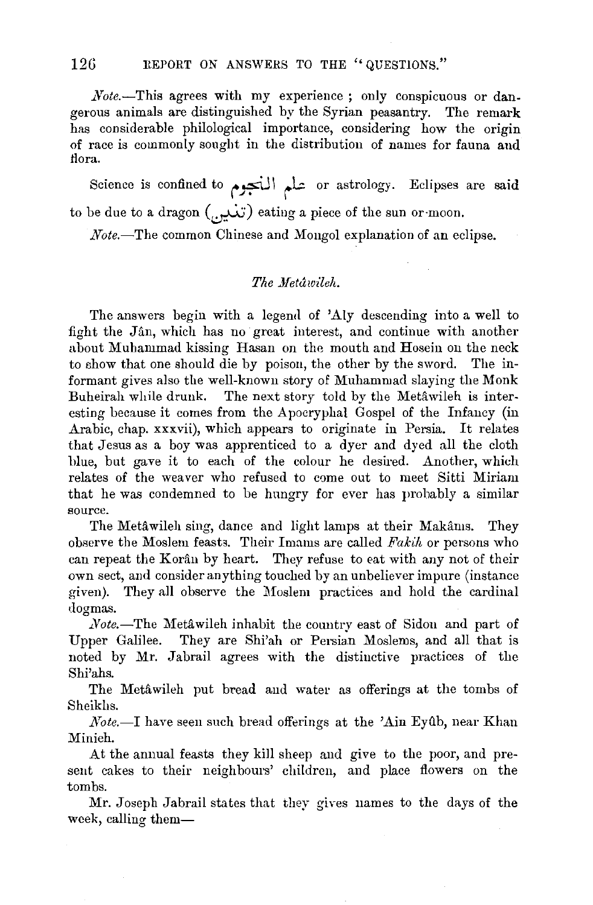*Note.*—This agrees with my experience; only conspicuous or dangerous animals are distinguished by the Syrian peasantry. The remark has considerable philological importance, considering how the origin of race is commonly sought in the distribution of names for fauna and flora.

Science is confined to علم النجوم or astrology. Eclipses are said to be due to a dragon (تنين) eating a piece of the sun or moon.

*Note.*—The common Chinese and Mongol explanation of an eclipse.

### *The Metâwileh.*

The answers begin with a legend of 'Aly descending into a well to fight the Jân, which has no great interest, and continue with another about Muhammad kissing Hasan on the mouth and Hosein on the neck to show that one should die by poison, the other by the sword. The informant gives also the well-known story of Muhammad slaying the Monk Buheirah while drunk. The next story told by the Metâwileh is interesting because it comes from the Apocryphal Gospel of the Infancy (in Arabic, chap. xxxvii), which appears to originate in Persia. It relates that Jesus as a boy was apprenticed to a dyer and dyed all the cloth blue, but gave it to each of the colour he desired. Another, which relates of the weaver who refused to come out to meet Sitti Miriam that he was condemned to be hungry for ever has probably a similar source.

The Metâwileh sing, dance and light lamps at their Makâms. They observe the Moslem feasts. Their Imams are called *Fakih* or persons who can repeat the Korân by heart. They refuse to eat with any not of their own sect, and consider anything touched by an unbeliever impure (instance given). They all observe the Moslem practices and hold the cardinal dogmas.

*Note.*—The Metâwileh inhabit the country east of Sidon and part of Upper Galilee. They are Shi'ah or Persian Moslems, and all that is noted by Mr. Jabrail agrees with the distinctive practices of the Shi'ahs.

The Metâwileh put bread and water as offerings at the tombs of Sheikhs.

*Note.*—I have seen such bread offerings at the 'Ain Eyûb, near Khan Minieh.

At the annual feasts they kill sheep and give to the poor, and present cakes to their neighbours' children, and place flowers on the tombs.

Mr. Joseph Jabrail states that they gives names to the days of the week, calling them—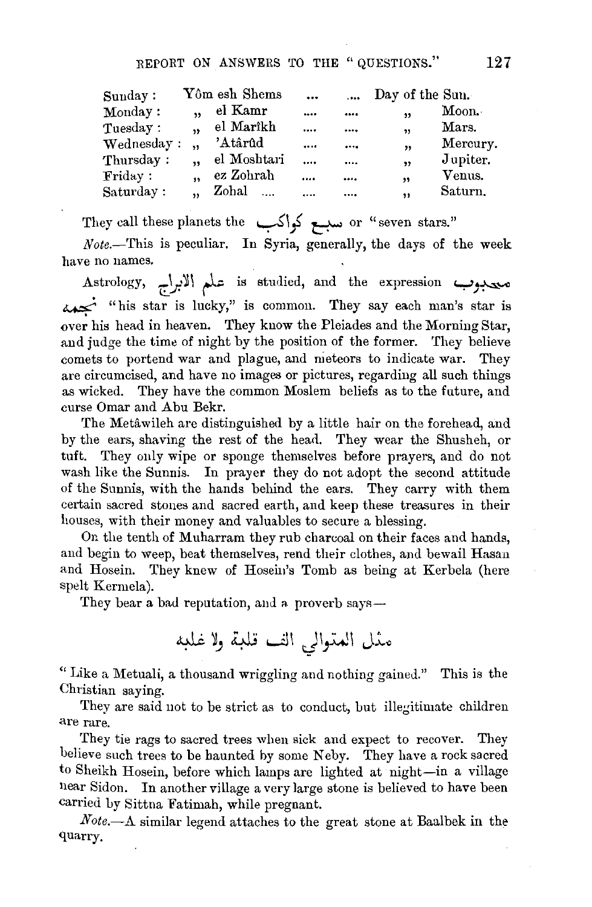| Sunday : | Yôm esh Shems | ... | .... | Day of the Sun. |
|---|---|---|---|---|
| Monday : | „ el Kamr | .... | .... | „ Moon. |
| Tuesday : | „ el Marîkh | .... | .... | „ Mars. |
| Wednesday : | „ 'Atârûd | .... | .... | „ Mercury. |
| Thursday : | „ el Moshtari | .... | .... | „ Jupiter. |
| Friday : | „ ez Zohrah | .... | .... | „ Venus. |
| Saturday : | „ Zohal .... | .... | .... | „ Saturn. |

They call these planets the سبع كواكب or "seven stars."

*Note.*—This is peculiar. In Syria, generally, the days of the week have no names.

Astrology, علم الابراج is studied, and the expression محبوب نجمه "his star is lucky," is common. They say each man's star is over his head in heaven. They know the Pleiades and the Morning Star, and judge the time of night by the position of the former. They believe comets to portend war and plague, and meteors to indicate war. They are circumcised, and have no images or pictures, regarding all such things as wicked. They have the common Moslem beliefs as to the future, and curse Omar and Abu Bekr.

The Metâwileh are distinguished by a little hair on the forehead, and by the ears, shaving the rest of the head. They wear the Shusheh, or tuft. They only wipe or sponge themselves before prayers, and do not wash like the Sunnis. In prayer they do not adopt the second attitude of the Sunnis, with the hands behind the ears. They carry with them certain sacred stones and sacred earth, and keep these treasures in their houses, with their money and valuables to secure a blessing.

On the tenth of Muharram they rub charcoal on their faces and hands, and begin to weep, beat themselves, rend their clothes, and bewail Hasan and Hosein. They knew of Hosein's Tomb as being at Kerbela (here spelt Kermela).

They bear a bad reputation, and a proverb says—

مثل المتوالي الف قلبة ولا غلبه

"Like a Metuali, a thousand wriggling and nothing gained." This is the Christian saying.

They are said not to be strict as to conduct, but illegitimate children are rare.

They tie rags to sacred trees when sick and expect to recover. They believe such trees to be haunted by some Neby. They have a rock sacred to Sheikh Hosein, before which lamps are lighted at night—in a village near Sidon. In another village a very large stone is believed to have been carried by Sittna Fatimah, while pregnant.

*Note.*—A similar legend attaches to the great stone at Baalbek in the quarry.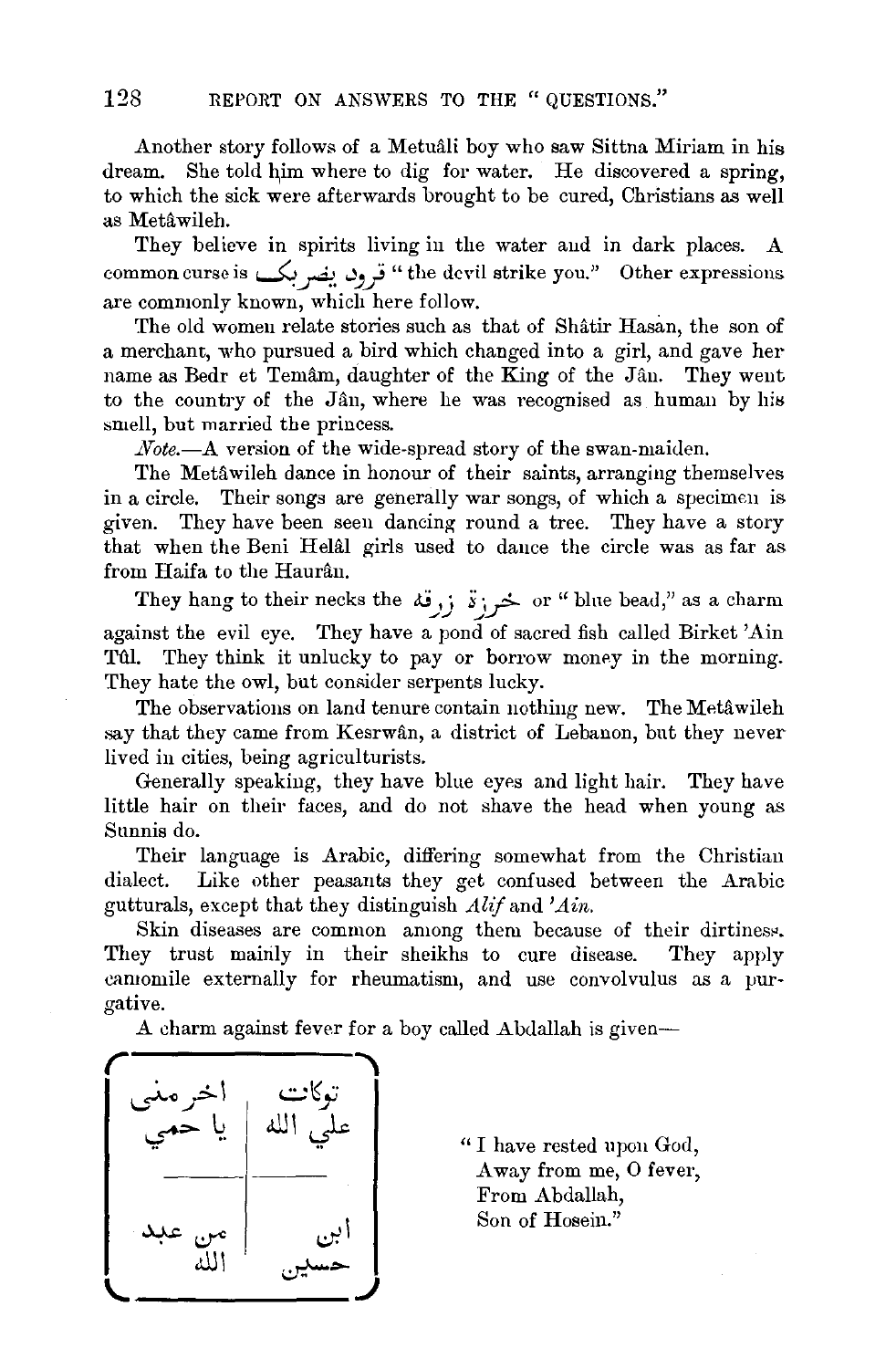Another story follows of a Metuâli boy who saw Sittna Miriam in his dream. She told him where to dig for water. He discovered a spring, to which the sick were afterwards brought to be cured, Christians as well as Metâwileh.

They believe in spirits living in the water and in dark places. A common curse is قرود يضربك "the devil strike you." Other expressions are commonly known, which here follow.

The old women relate stories such as that of Shâtir Hasan, the son of a merchant, who pursued a bird which changed into a girl, and gave her name as Bedr et Temâm, daughter of the King of the Jân. They went to the country of the Jân, where he was recognised as human by his smell, but married the princess.

*Note.*—A version of the wide-spread story of the swan-maiden.

The Metâwileh dance in honour of their saints, arranging themselves in a circle. Their songs are generally war songs, of which a specimen is given. They have been seen dancing round a tree. They have a story that when the Beni Helâl girls used to dance the circle was as far as from Haifa to the Haurân.

They hang to their necks the خرزة زرقه or "blue bead," as a charm against the evil eye. They have a pond of sacred fish called Birket 'Ain Tûl. They think it unlucky to pay or borrow money in the morning. They hate the owl, but consider serpents lucky.

The observations on land tenure contain nothing new. The Metâwileh say that they came from Kesrwân, a district of Lebanon, but they never lived in cities, being agriculturists.

Generally speaking, they have blue eyes and light hair. They have little hair on their faces, and do not shave the head when young as Sunnis do.

Their language is Arabic, differing somewhat from the Christian dialect. Like other peasants they get confused between the Arabic gutturals, except that they distinguish *Alif* and *'Ain.*

Skin diseases are common among them because of their dirtiness. They trust mainly in their sheikhs to cure disease. They apply camomile externally for rheumatism, and use convolvulus as a purgative.

A charm against fever for a boy called Abdallah is given—

| | |
|---|---|
| اخرمني يا حمي | توكلت علي الله |
| من عبد الله | ابن حسين |

"I have rested upon God,
Away from me, O fever,
From Abdallah,
Son of Hosein."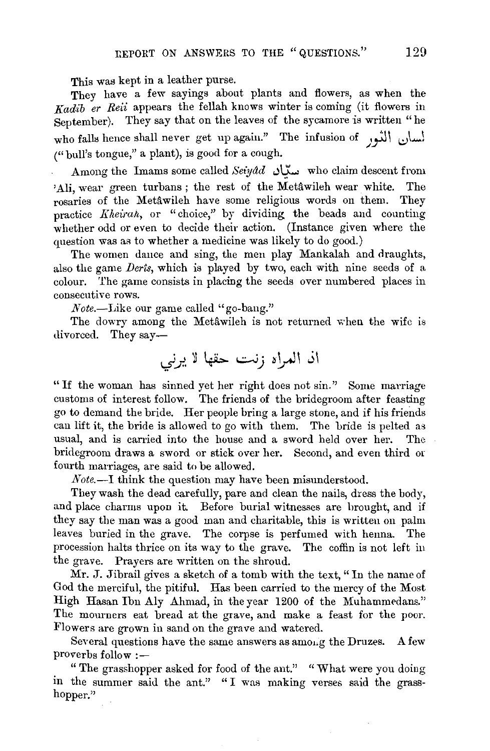This was kept in a leather purse.

They have a few sayings about plants and flowers, as when the *Kadib er Reii* appears the fellah knows winter is coming (it flowers in September). They say that on the leaves of the sycamore is written "he who falls hence shall never get up again." The infusion of لسان الثور ("bull's tongue," a plant), is good for a cough.

Among the Imams some called *Seiyâd* سيّاد who claim descent from 'Ali, wear green turbans; the rest of the Metâwileh wear white. The rosaries of the Metâwileh have some religious words on them. They practice *Kheirah*, or "choice," by dividing the beads and counting whether odd or even to decide their action. (Instance given where the question was as to whether a medicine was likely to do good.)

The women dance and sing, the men play Mankalah and draughts, also the game *Derts*, which is played by two, each with nine seeds of a colour. The game consists in placing the seeds over numbered places in consecutive rows.

*Note.*—Like our game called "go-bang."

The dowry among the Metâwileh is not returned when the wife is divorced. They say—

ان المراه زنت حقها لا يزني

"If the woman has sinned yet her right does not sin." Some marriage customs of interest follow. The friends of the bridegroom after feasting go to demand the bride. Her people bring a large stone, and if his friends can lift it, the bride is allowed to go with them. The bride is pelted as usual, and is carried into the house and a sword held over her. The bridegroom draws a sword or stick over her. Second, and even third or fourth marriages, are said to be allowed.

*Note.*—I think the question may have been misunderstood.

They wash the dead carefully, pare and clean the nails, dress the body, and place charms upon it. Before burial witnesses are brought, and if they say the man was a good man and charitable, this is written on palm leaves buried in the grave. The corpse is perfumed with henna. The procession halts thrice on its way to the grave. The coffin is not left in the grave. Prayers are written on the shroud.

Mr. J. Jibrail gives a sketch of a tomb with the text, "In the name of God the merciful, the pitiful. Has been carried to the mercy of the Most High Hasan Ibn Aly Ahmad, in the year 1200 of the Muhammedans." The mourners eat bread at the grave, and make a feast for the poor. Flowers are grown in sand on the grave and watered.

Several questions have the same answers as among the Druzes. A few proverbs follow :—

"The grasshopper asked for food of the ant." "What were you doing in the summer said the ant." "I was making verses said the grasshopper."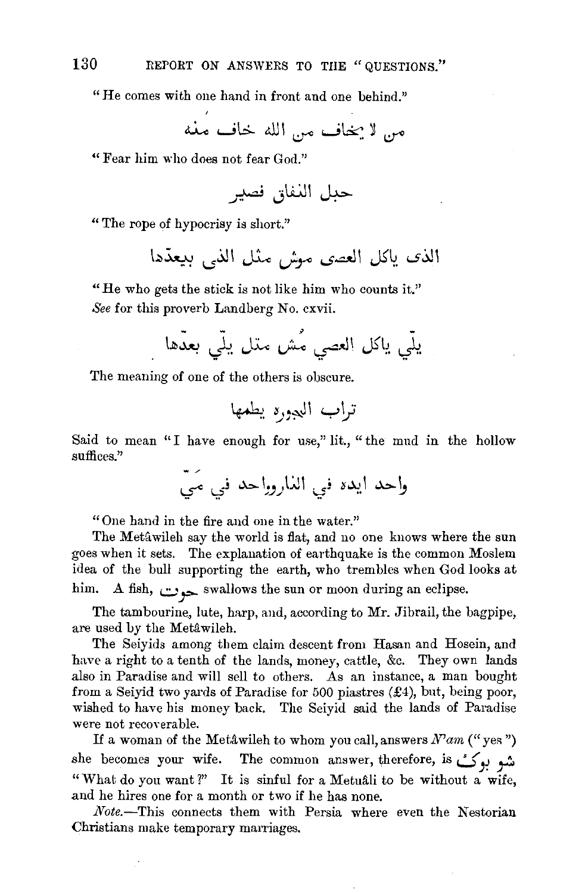"He comes with one hand in front and one behind."

من لا يخاف من الله خاف منه

"Fear him who does not fear God."

حبل النفاق قصير

"The rope of hypocrisy is short."

الذى ياكل العصى موش مثل الذى بيعدّدا

"He who gets the stick is not like him who counts it."
*See* for this proverb Landberg No. cxvii.

يلّي ياكل العصي مُش متل يلّي بعدّها

The meaning of one of the others is obscure.

تراب الجوره يطمها

Said to mean "I have enough for use," lit., "the mud in the hollow suffices."

واحد ايده في النارورواحد في ميّ

"One hand in the fire and one in the water."

The Metâwileh say the world is flat, and no one knows where the sun goes when it sets. The explanation of earthquake is the common Moslem idea of the bull supporting the earth, who trembles when God looks at him. A fish, حوت swallows the sun or moon during an eclipse.

The tambourine, lute, harp, and, according to Mr. Jibrail, the bagpipe, are used by the Metâwileh.

The Seiyids among them claim descent from Hasan and Hosein, and have a right to a tenth of the lands, money, cattle, &c. They own lands also in Paradise and will sell to others. As an instance, a man bought from a Seiyid two yards of Paradise for 500 piastres (£4), but, being poor, wished to have his money back. The Seiyid said the lands of Paradise were not recoverable.

If a woman of the Metâwileh to whom you call, answers *N'am* ("yes") she becomes your wife. The common answer, therefore, is شو بوكْ "What do you want?" It is sinful for a Metuâli to be without a wife, and he hires one for a month or two if he has none.

*Note.*—This connects them with Persia where even the Nestorian Christians make temporary marriages.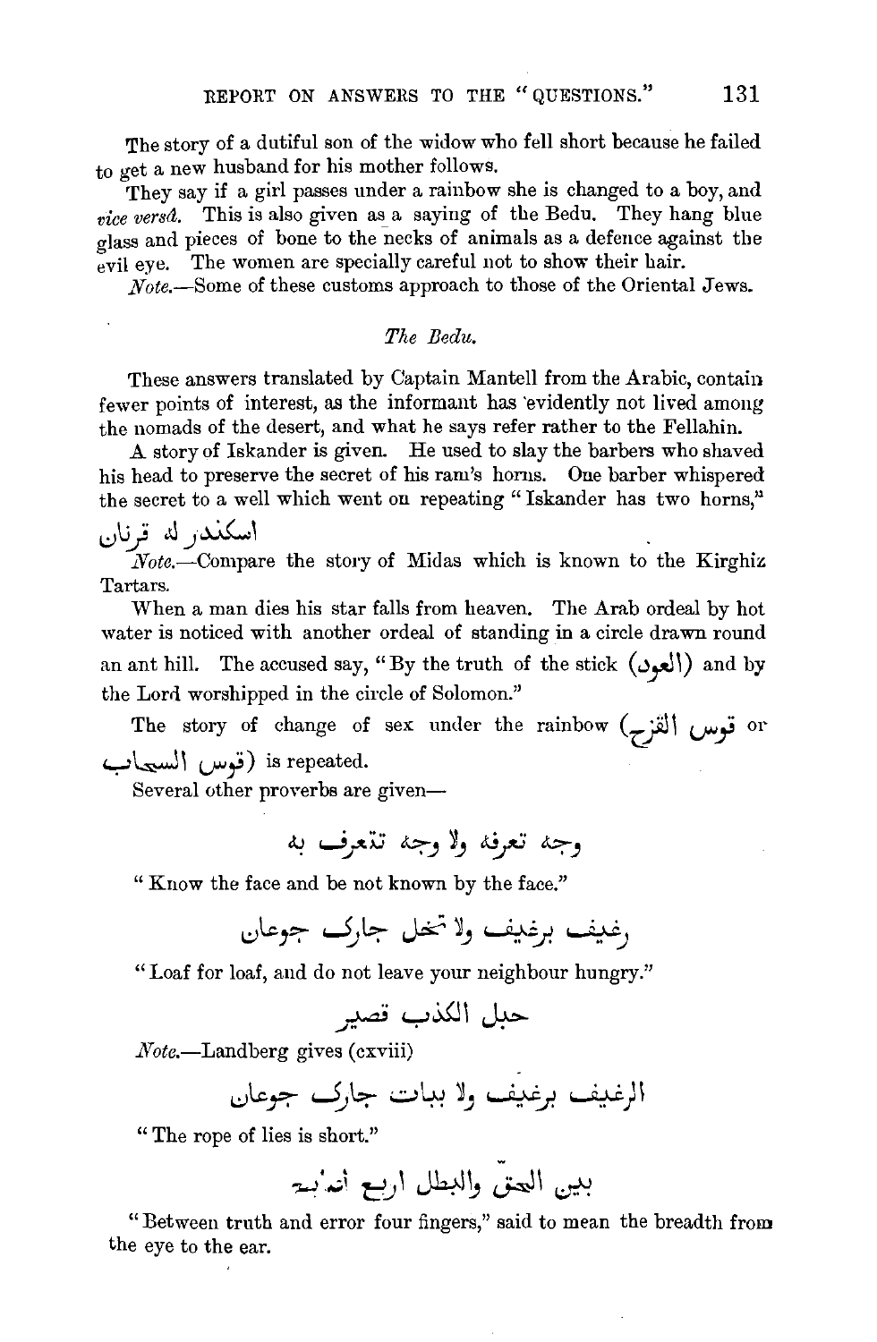The story of a dutiful son of the widow who fell short because he failed to get a new husband for his mother follows.

They say if a girl passes under a rainbow she is changed to a boy, and *vice versâ*. This is also given as a saying of the Bedu. They hang blue glass and pieces of bone to the necks of animals as a defence against the evil eye. The women are specially careful not to show their hair.

*Note.*—Some of these customs approach to those of the Oriental Jews.

### *The Bedu.*

These answers translated by Captain Mantell from the Arabic, contain fewer points of interest, as the informant has evidently not lived among the nomads of the desert, and what he says refer rather to the Fellahin.

A story of Iskander is given. He used to slay the barbers who shaved his head to preserve the secret of his ram's horns. One barber whispered the secret to a well which went on repeating "Iskander has two horns,"

اسكندر له قرنان

*Note.*—Compare the story of Midas which is known to the Kirghiz Tartars.

When a man dies his star falls from heaven. The Arab ordeal by hot water is noticed with another ordeal of standing in a circle drawn round an ant hill. The accused say, "By the truth of the stick (العود) and by the Lord worshipped in the circle of Solomon."

The story of change of sex under the rainbow (قوس القزح or قوس السحاب) is repeated.

Several other proverbs are given—

وجه تعرفه ولا وجه تتعرف به

"Know the face and be not known by the face."

رغيف برغيف ولا تخل جارك جوعان

"Loaf for loaf, and do not leave your neighbour hungry."

حبل الكذب قصير

*Note.*—Landberg gives (cxviii)

الرغيف برغيف ولا ببات جارك جوعان

"The rope of lies is short."

بين الحق والبطل اربع اصابع

"Between truth and error four fingers," said to mean the breadth from the eye to the ear.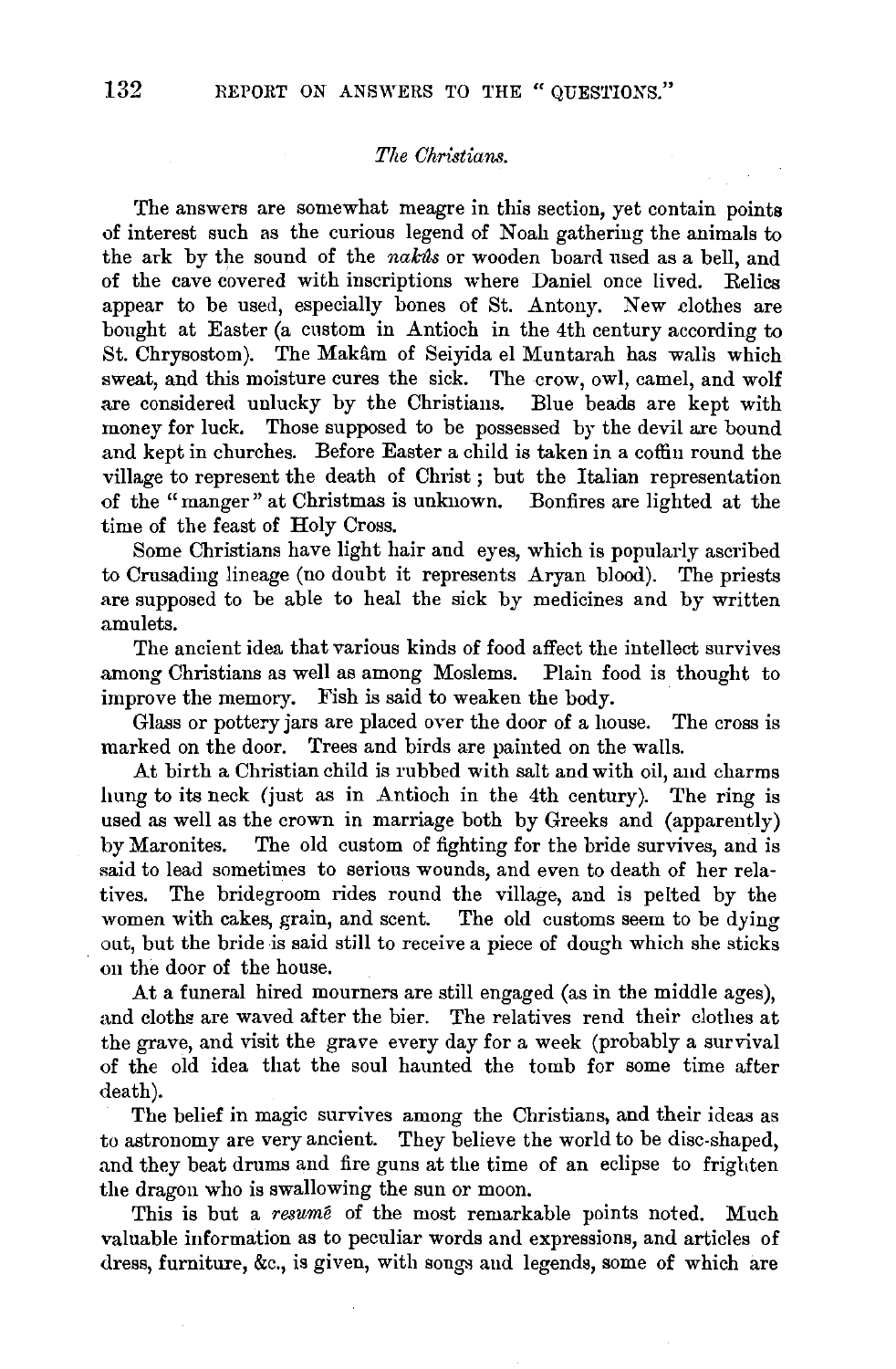*The Christians.*

The answers are somewhat meagre in this section, yet contain points of interest such as the curious legend of Noah gathering the animals to the ark by the sound of the *nakûs* or wooden board used as a bell, and of the cave covered with inscriptions where Daniel once lived. Relics appear to be used, especially bones of St. Antony. New clothes are bought at Easter (a custom in Antioch in the 4th century according to St. Chrysostom). The Makâm of Seiyida el Muntarah has walls which sweat, and this moisture cures the sick. The crow, owl, camel, and wolf are considered unlucky by the Christians. Blue beads are kept with money for luck. Those supposed to be possessed by the devil are bound and kept in churches. Before Easter a child is taken in a coffin round the village to represent the death of Christ; but the Italian representation of the "manger" at Christmas is unknown. Bonfires are lighted at the time of the feast of Holy Cross.

Some Christians have light hair and eyes, which is popularly ascribed to Crusading lineage (no doubt it represents Aryan blood). The priests are supposed to be able to heal the sick by medicines and by written amulets.

The ancient idea that various kinds of food affect the intellect survives among Christians as well as among Moslems. Plain food is thought to improve the memory. Fish is said to weaken the body.

Glass or pottery jars are placed over the door of a house. The cross is marked on the door. Trees and birds are painted on the walls.

At birth a Christian child is rubbed with salt and with oil, and charms hung to its neck (just as in Antioch in the 4th century). The ring is used as well as the crown in marriage both by Greeks and (apparently) by Maronites. The old custom of fighting for the bride survives, and is said to lead sometimes to serious wounds, and even to death of her relatives. The bridegroom rides round the village, and is pelted by the women with cakes, grain, and scent. The old customs seem to be dying out, but the bride is said still to receive a piece of dough which she sticks on the door of the house.

At a funeral hired mourners are still engaged (as in the middle ages), and cloths are waved after the bier. The relatives rend their clothes at the grave, and visit the grave every day for a week (probably a survival of the old idea that the soul haunted the tomb for some time after death).

The belief in magic survives among the Christians, and their ideas as to astronomy are very ancient. They believe the world to be disc-shaped, and they beat drums and fire guns at the time of an eclipse to frighten the dragon who is swallowing the sun or moon.

This is but a *resumé* of the most remarkable points noted. Much valuable information as to peculiar words and expressions, and articles of dress, furniture, &c., is given, with songs and legends, some of which are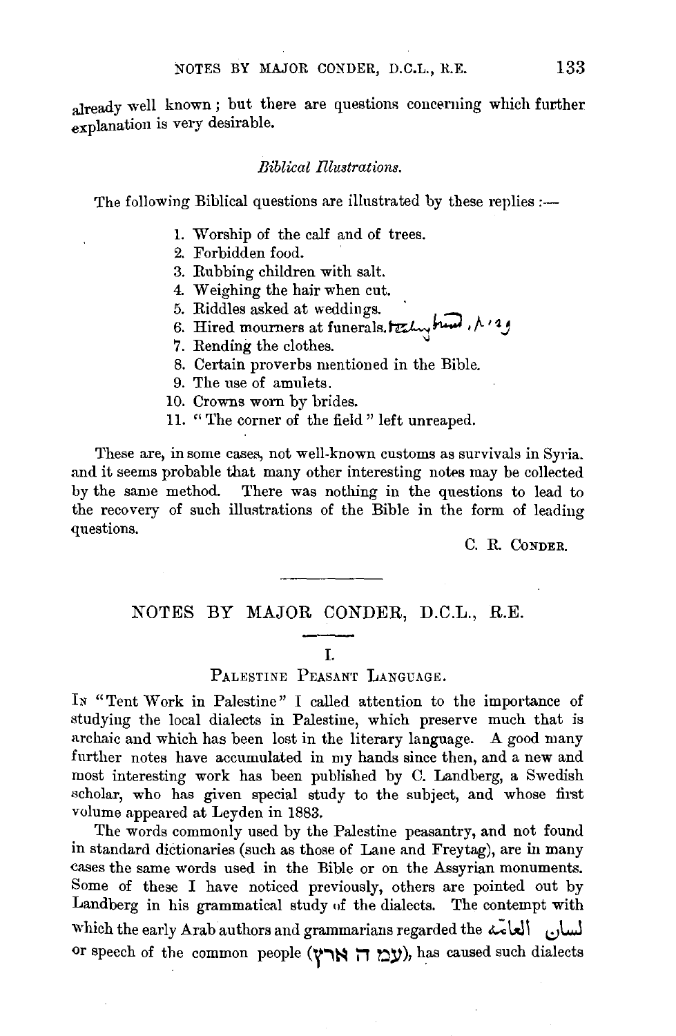already well known; but there are questions concerning which further explanation is very desirable.

*Biblical Illustrations.*

The following Biblical questions are illustrated by these replies :—

1. Worship of the calf and of trees.
2. Forbidden food.
3. Rubbing children with salt.
4. Weighing the hair when cut.
5. Riddles asked at weddings.
6. Hired mourners at funerals.
7. Rending the clothes.
8. Certain proverbs mentioned in the Bible.
9. The use of amulets.
10. Crowns worn by brides.
11. "The corner of the field" left unreaped.

These are, in some cases, not well-known customs as survivals in Syria. and it seems probable that many other interesting notes may be collected by the same method. There was nothing in the questions to lead to the recovery of such illustrations of the Bible in the form of leading questions.

C. R. CONDER.

---

## NOTES BY MAJOR CONDER, D.C.L., R.E.

### I.

### PALESTINE PEASANT LANGUAGE.

IN "Tent Work in Palestine" I called attention to the importance of studying the local dialects in Palestine, which preserve much that is archaic and which has been lost in the literary language. A good many further notes have accumulated in my hands since then, and a new and most interesting work has been published by C. Landberg, a Swedish scholar, who has given special study to the subject, and whose first volume appeared at Leyden in 1883.

The words commonly used by the Palestine peasantry, and not found in standard dictionaries (such as those of Lane and Freytag), are in many cases the same words used in the Bible or on the Assyrian monuments. Some of these I have noticed previously, others are pointed out by Landberg in his grammatical study of the dialects. The contempt with which the early Arab authors and grammarians regarded the لسان العامّة or speech of the common people (עמ ה ארץ), has caused such dialects